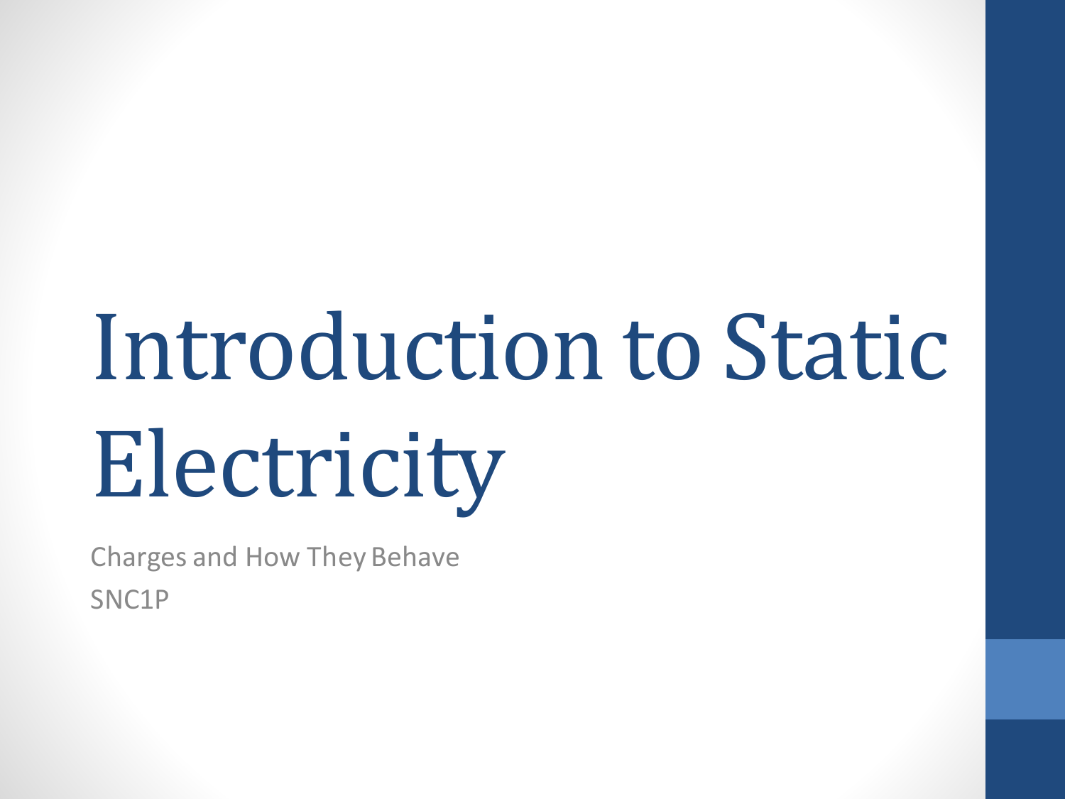# Introduction to Static Electricity

Charges and How They Behave

SNC1P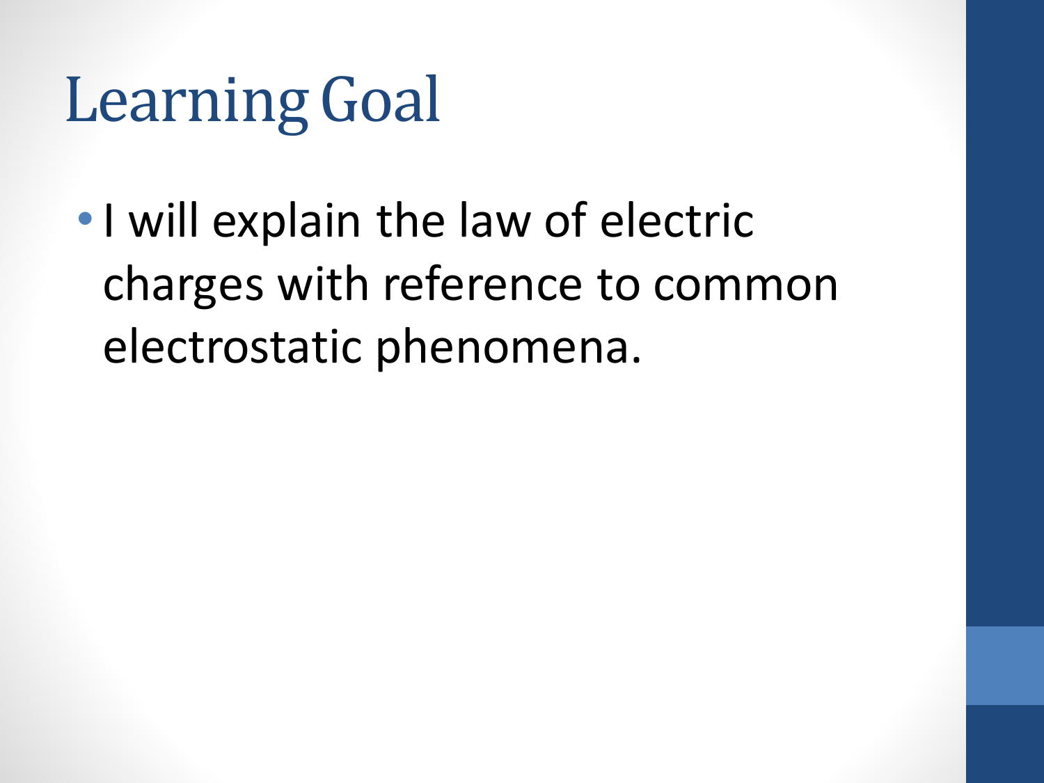# Learning Goal

- I will explain the law of electric charges with reference to common electrostatic phenomena.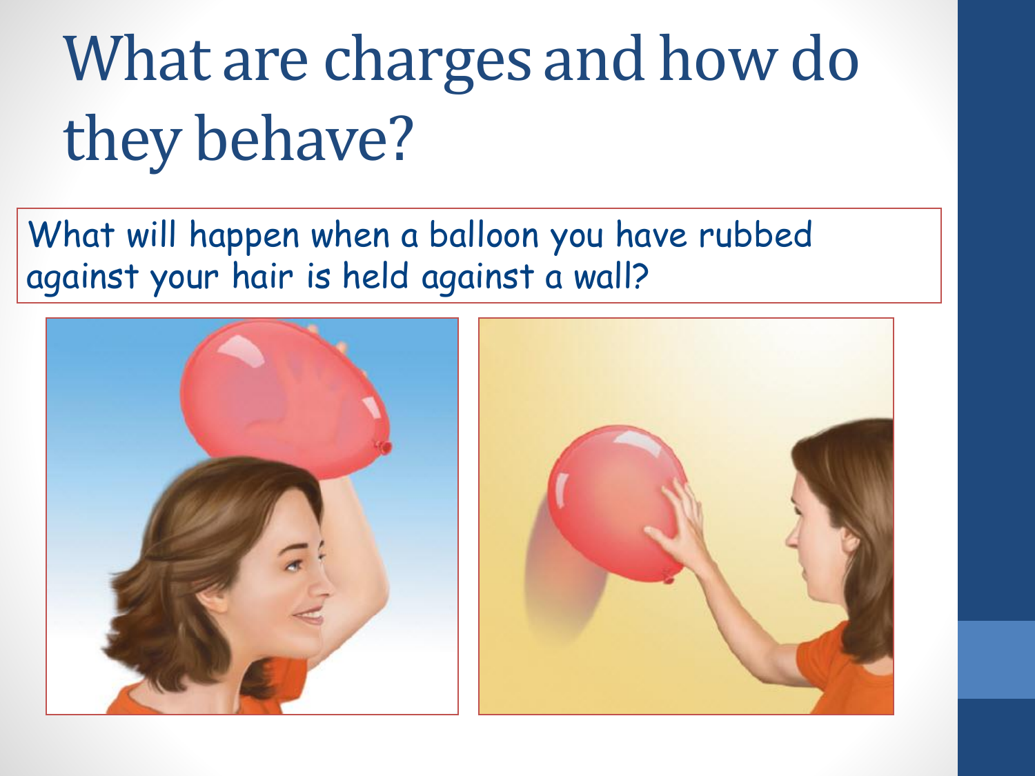# What are charges and how do they behave?

What will happen when a balloon you have rubbed against your hair is held against a wall?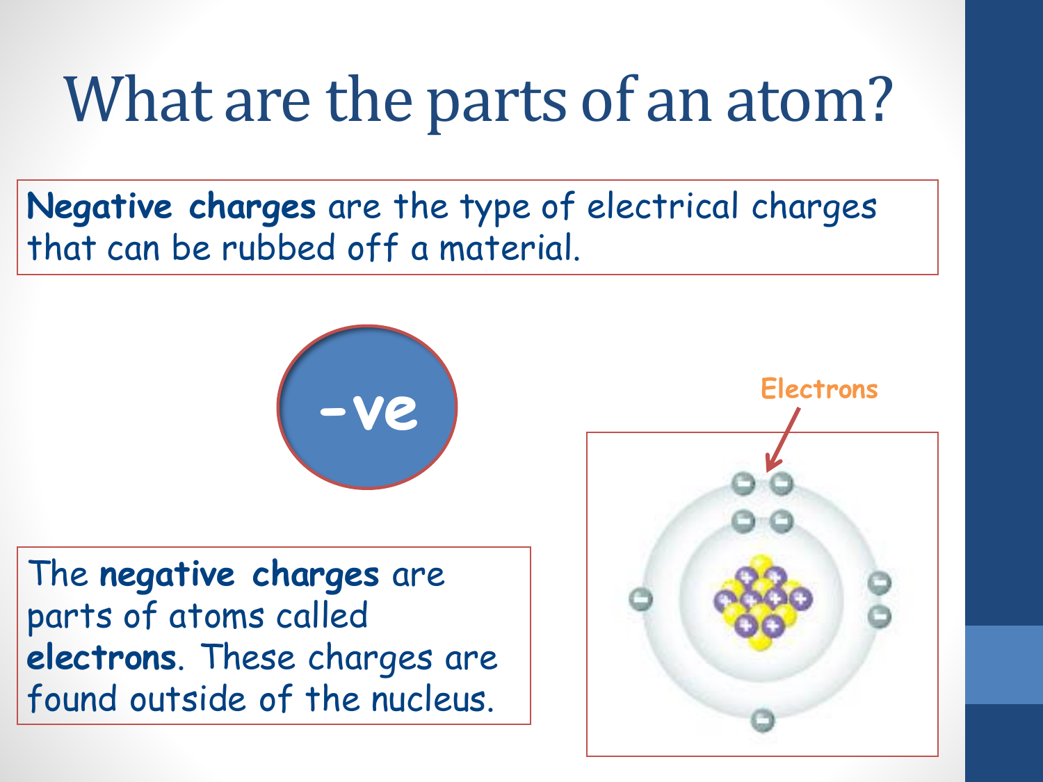# What are the parts of an atom?

**Negative charges** are the type of electrical charges that can be rubbed off a material.

-ve

The **negative charges** are parts of atoms called **electrons**. These charges are found outside of the nucleus.

Electrons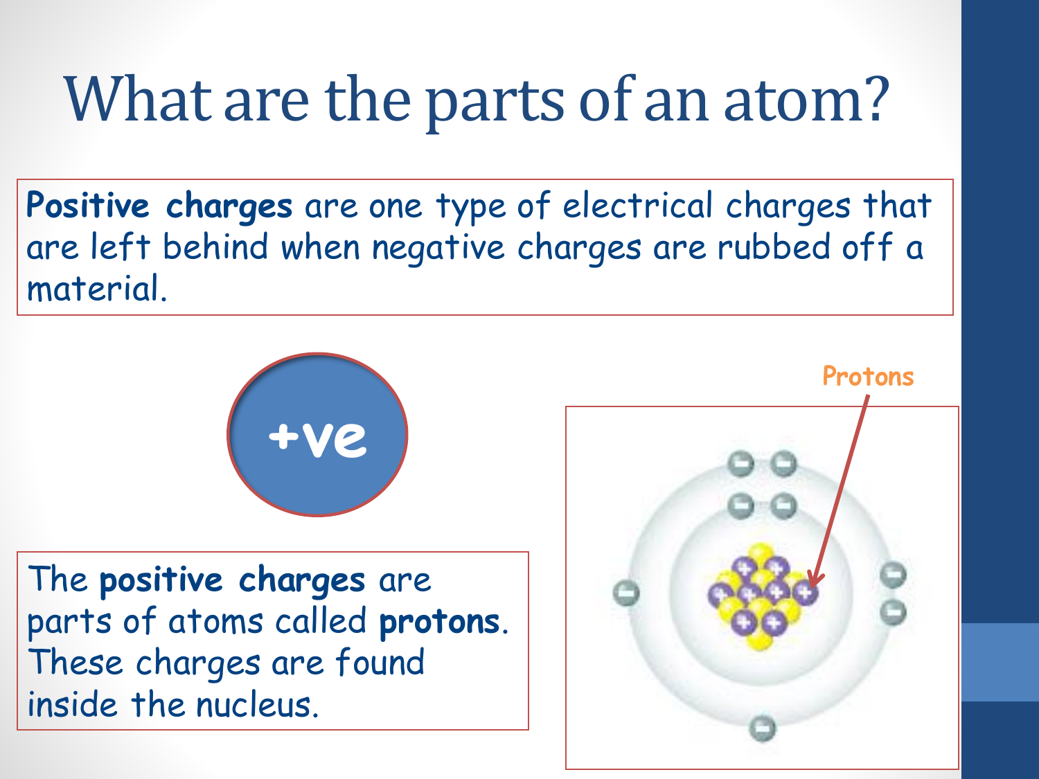# What are the parts of an atom?

**Positive charges** are one type of electrical charges that are left behind when negative charges are rubbed off a material.

+ve

The **positive charges** are parts of atoms called **protons**. These charges are found inside the nucleus.

Protons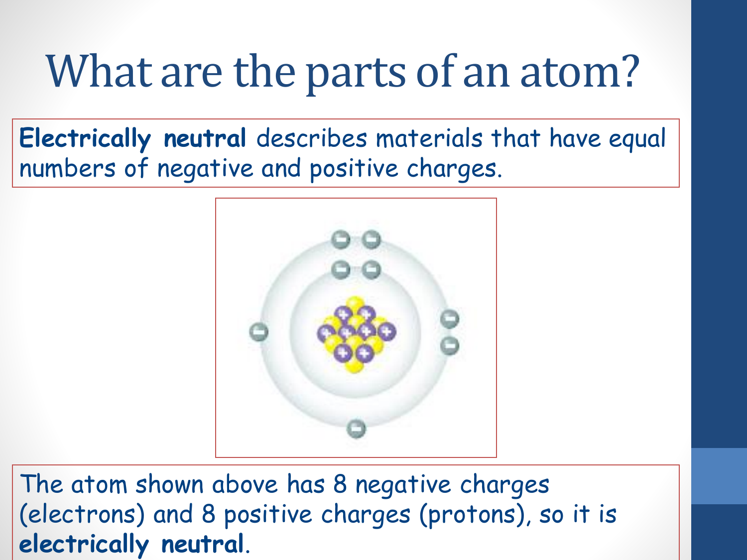# What are the parts of an atom?

**Electrically neutral** describes materials that have equal numbers of negative and positive charges.

The atom shown above has 8 negative charges (electrons) and 8 positive charges (protons), so it is **electrically neutral**.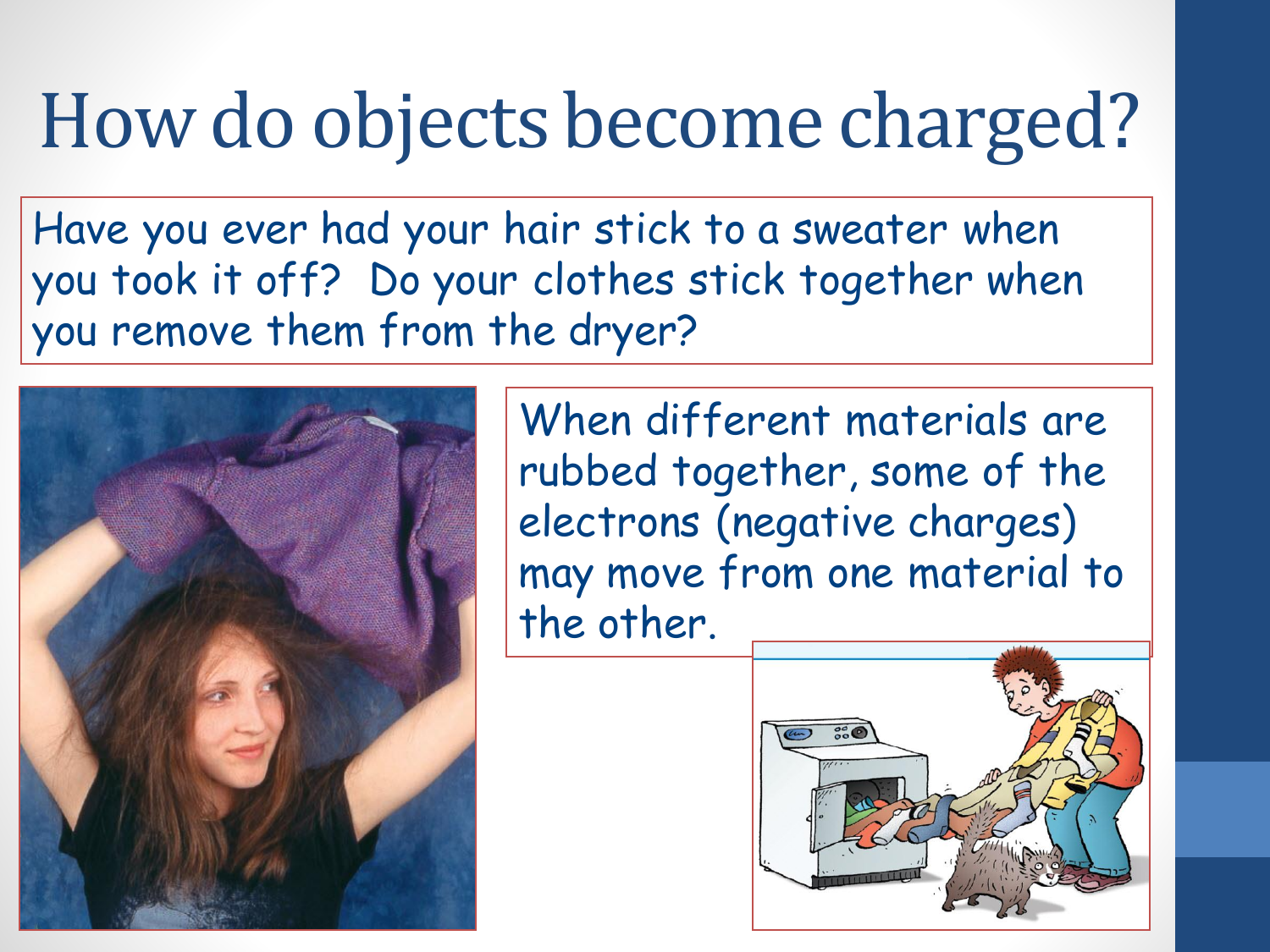# How do objects become charged?

Have you ever had your hair stick to a sweater when you took it off? Do your clothes stick together when you remove them from the dryer?

When different materials are rubbed together, some of the electrons (negative charges) may move from one material to the other.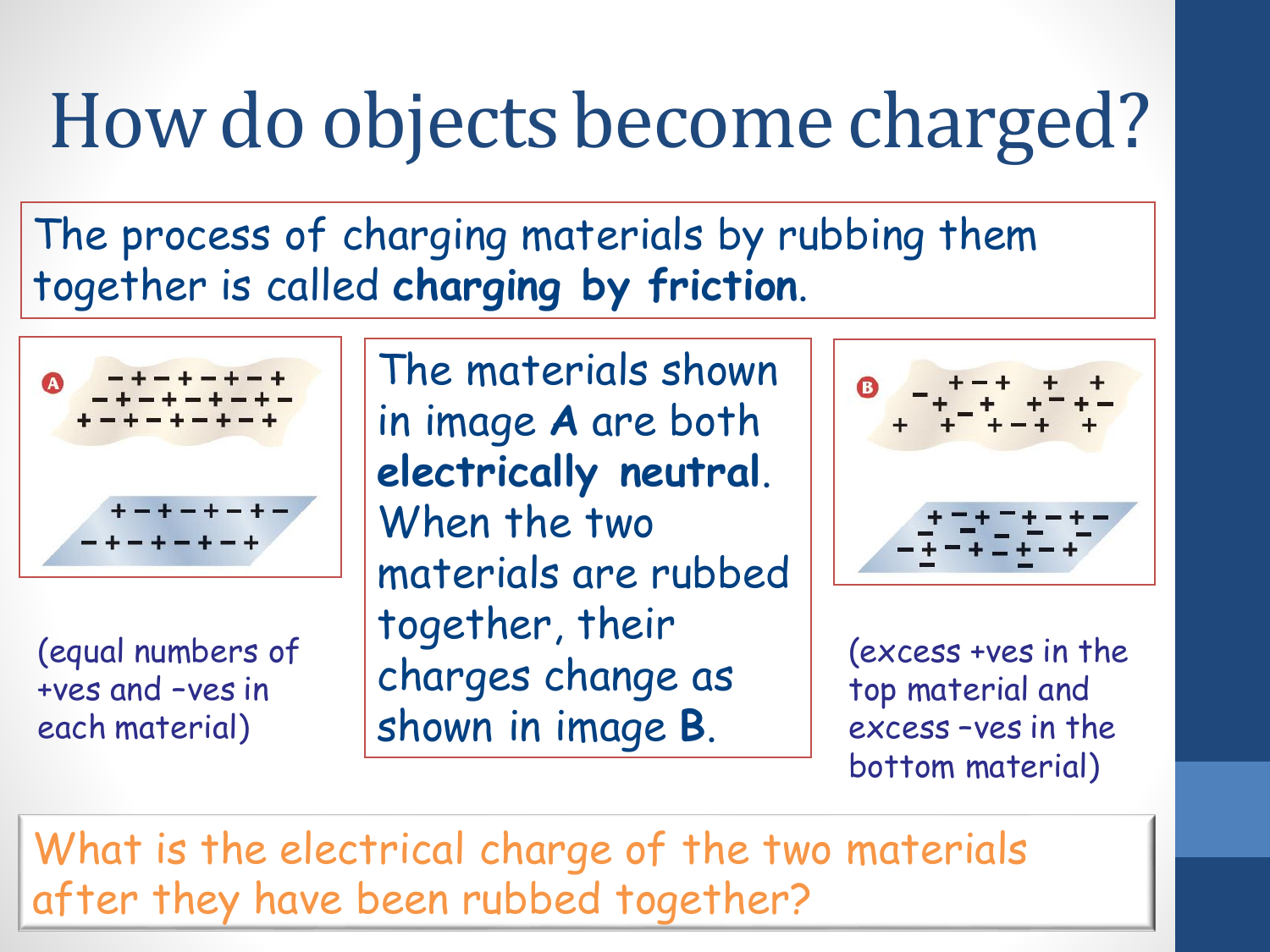# How do objects become charged?

The process of charging materials by rubbing them together is called **charging by friction**.

(equal numbers of +ves and –ves in each material)

The materials shown in image **A** are both **electrically neutral**. When the two materials are rubbed together, their charges change as shown in image **B**.

(excess +ves in the top material and excess –ves in the bottom material)

What is the electrical charge of the two materials after they have been rubbed together?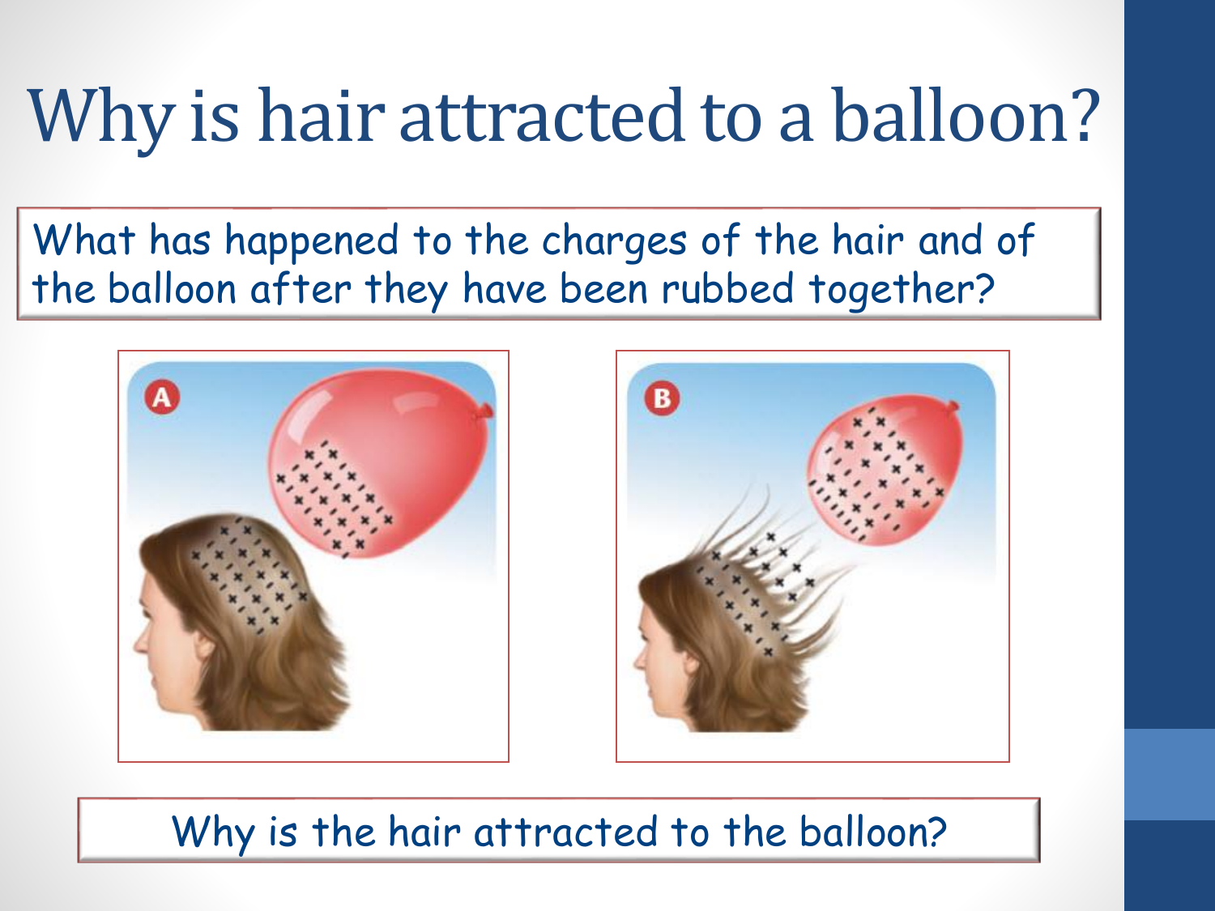# Why is hair attracted to a balloon?

What has happened to the charges of the hair and of the balloon after they have been rubbed together?

Why is the hair attracted to the balloon?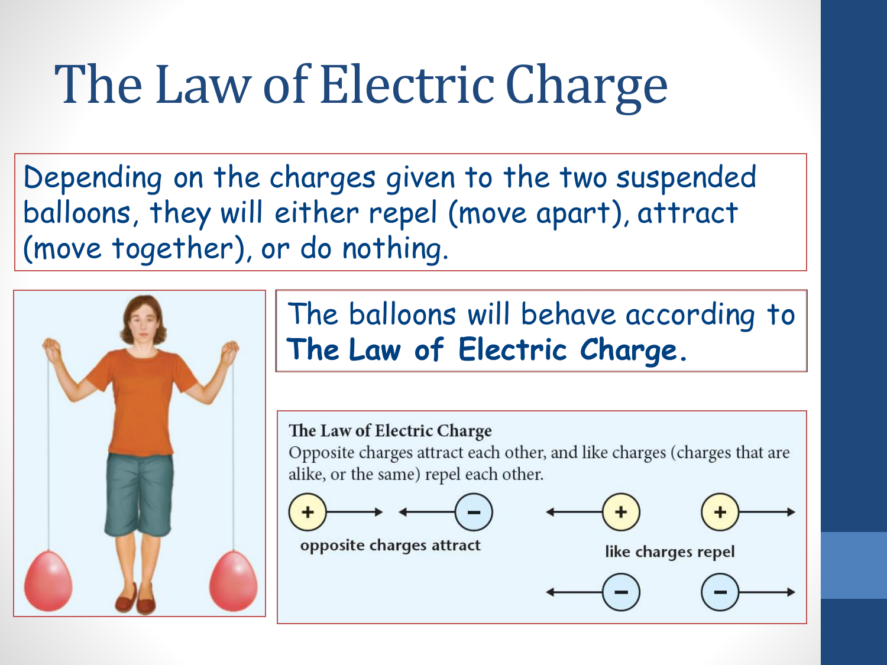# The Law of Electric Charge

Depending on the charges given to the two suspended balloons, they will either repel (move apart), attract (move together), or do nothing.

The balloons will behave according to **The Law of Electric Charge.**

**The Law of Electric Charge**

Opposite charges attract each other, and like charges (charges that are alike, or the same) repel each other.

+ → ← −
opposite charges attract

← + + →
like charges repel
← − − →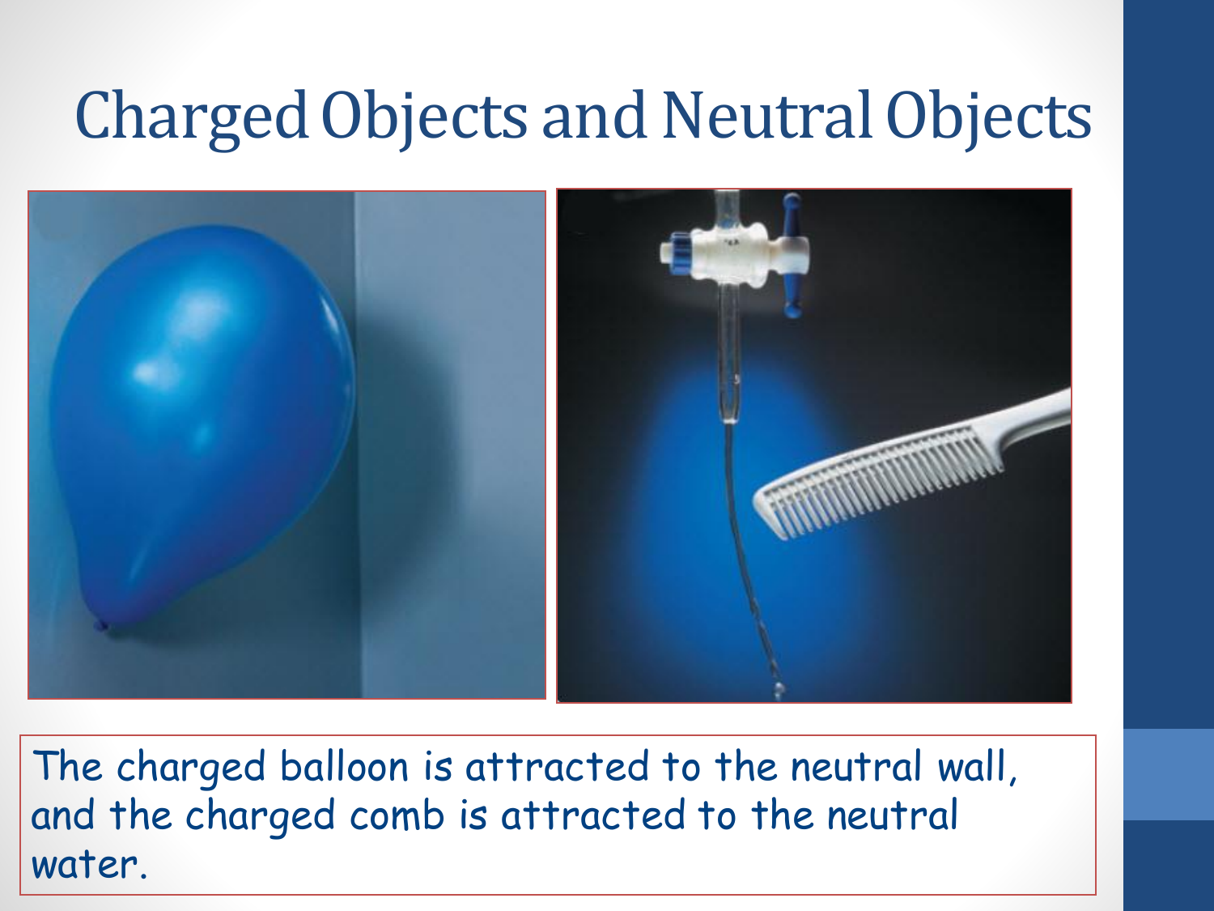# Charged Objects and Neutral Objects

The charged balloon is attracted to the neutral wall, and the charged comb is attracted to the neutral water.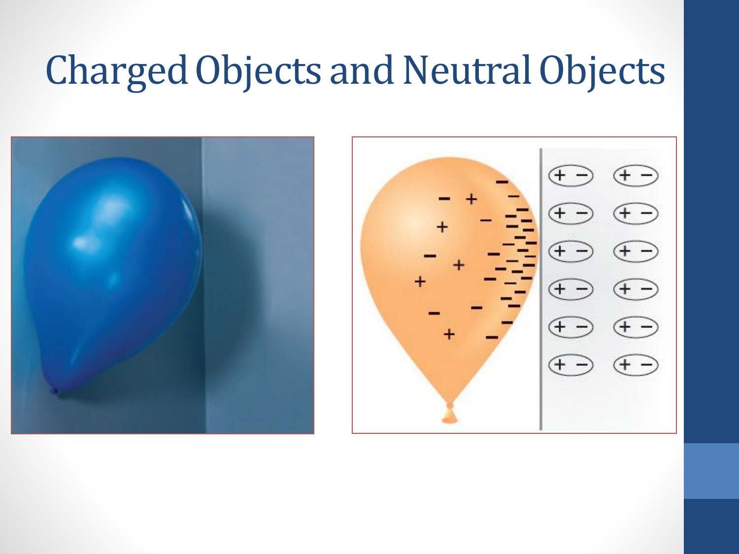# Charged Objects and Neutral Objects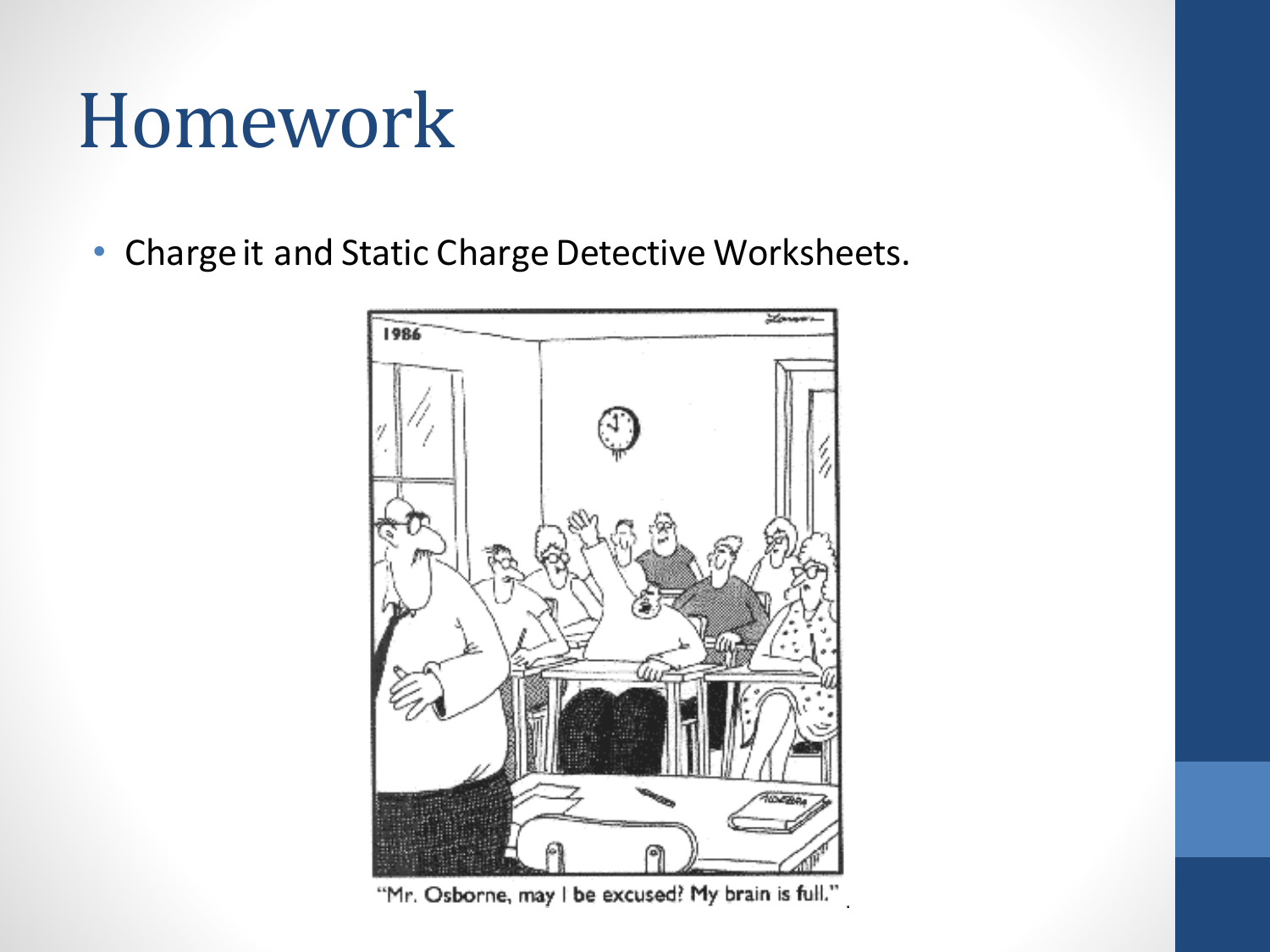# Homework

- Charge it and Static Charge Detective Worksheets.

"Mr. Osborne, may I be excused? My brain is full."